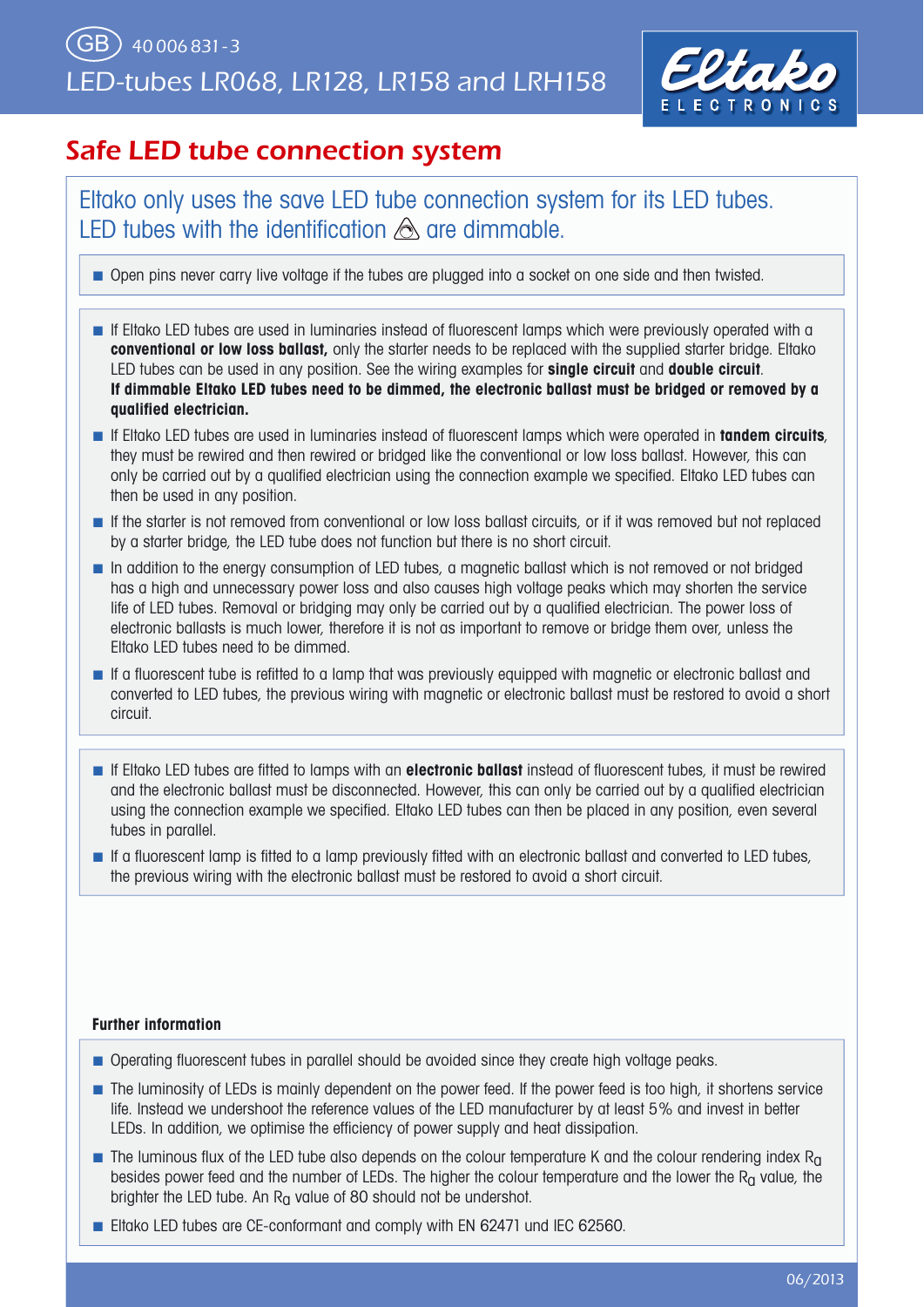GB 40 006 831 - 3

# LED-tubes LR068, LR128, LR158 and LRH158

## Safe LED tube connection system

Eltako only uses the save LED tube connection system for its LED tubes.
LED tubes with the identification ⚠ are dimmable.

- Open pins never carry live voltage if the tubes are plugged into a socket on one side and then twisted.

- If Eltako LED tubes are used in luminaries instead of fluorescent lamps which were previously operated with a **conventional or low loss ballast,** only the starter needs to be replaced with the supplied starter bridge. Eltako LED tubes can be used in any position. See the wiring examples for **single circuit** and **double circuit**.
  **If dimmable Eltako LED tubes need to be dimmed, the electronic ballast must be bridged or removed by a qualified electrician.**
- If Eltako LED tubes are used in luminaries instead of fluorescent lamps which were operated in **tandem circuits**, they must be rewired and then rewired or bridged like the conventional or low loss ballast. However, this can only be carried out by a qualified electrician using the connection example we specified. Eltako LED tubes can then be used in any position.
- If the starter is not removed from conventional or low loss ballast circuits, or if it was removed but not replaced by a starter bridge, the LED tube does not function but there is no short circuit.
- In addition to the energy consumption of LED tubes, a magnetic ballast which is not removed or not bridged has a high and unnecessary power loss and also causes high voltage peaks which may shorten the service life of LED tubes. Removal or bridging may only be carried out by a qualified electrician. The power loss of electronic ballasts is much lower, therefore it is not as important to remove or bridge them over, unless the Eltako LED tubes need to be dimmed.
- If a fluorescent tube is refitted to a lamp that was previously equipped with magnetic or electronic ballast and converted to LED tubes, the previous wiring with magnetic or electronic ballast must be restored to avoid a short circuit.

- If Eltako LED tubes are fitted to lamps with an **electronic ballast** instead of fluorescent tubes, it must be rewired and the electronic ballast must be disconnected. However, this can only be carried out by a qualified electrician using the connection example we specified. Eltako LED tubes can then be placed in any position, even several tubes in parallel.
- If a fluorescent lamp is fitted to a lamp previously fitted with an electronic ballast and converted to LED tubes, the previous wiring with the electronic ballast must be restored to avoid a short circuit.

**Further information**

- Operating fluorescent tubes in parallel should be avoided since they create high voltage peaks.
- The luminosity of LEDs is mainly dependent on the power feed. If the power feed is too high, it shortens service life. Instead we undershoot the reference values of the LED manufacturer by at least 5% and invest in better LEDs. In addition, we optimise the efficiency of power supply and heat dissipation.
- The luminous flux of the LED tube also depends on the colour temperature K and the colour rendering index $R_a$ besides power feed and the number of LEDs. The higher the colour temperature and the lower the $R_a$ value, the brighter the LED tube. An $R_a$ value of 80 should not be undershot.
- Eltako LED tubes are CE-conformant and comply with EN 62471 und IEC 62560.

06/2013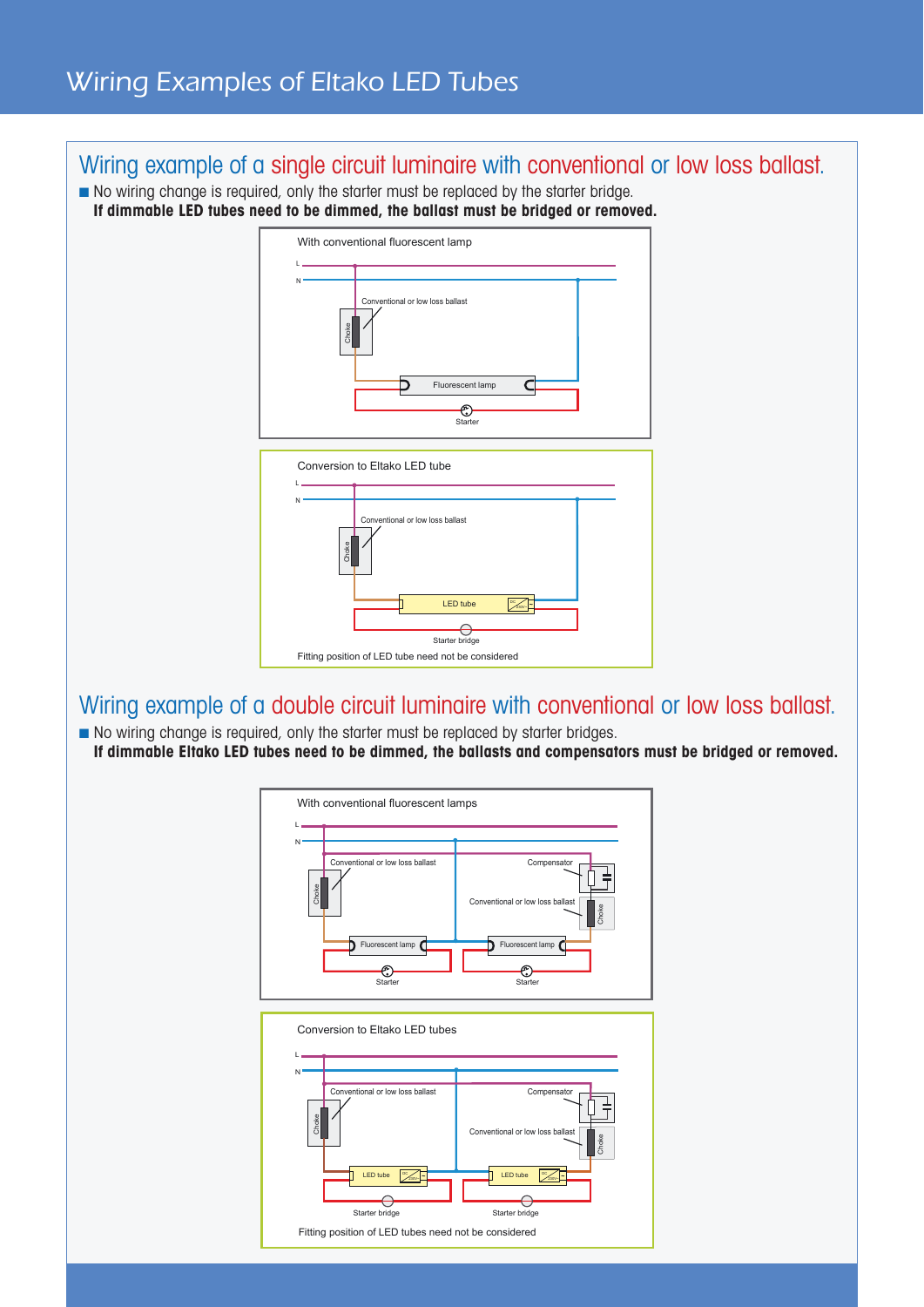# Wiring Examples of Eltako LED Tubes

## Wiring example of a single circuit luminaire with conventional or low loss ballast.

- No wiring change is required, only the starter must be replaced by the starter bridge.
  **If dimmable LED tubes need to be dimmed, the ballast must be bridged or removed.**

With conventional fluorescent lamp

L
N
Conventional or low loss ballast
Choke
Fluorescent lamp
Starter

Conversion to Eltako LED tube

L
N
Conventional or low loss ballast
Choke
LED tube
Starter bridge

Fitting position of LED tube need not be considered

## Wiring example of a double circuit luminaire with conventional or low loss ballast.

- No wiring change is required, only the starter must be replaced by starter bridges.
  **If dimmable Eltako LED tubes need to be dimmed, the ballasts and compensators must be bridged or removed.**

With conventional fluorescent lamps

L
N
Conventional or low loss ballast
Compensator
Choke
Conventional or low loss ballast
Choke
Fluorescent lamp
Fluorescent lamp
Starter
Starter

Conversion to Eltako LED tubes

L
N
Conventional or low loss ballast
Compensator
Choke
Conventional or low loss ballast
Choke
LED tube
LED tube
Starter bridge
Starter bridge

Fitting position of LED tubes need not be considered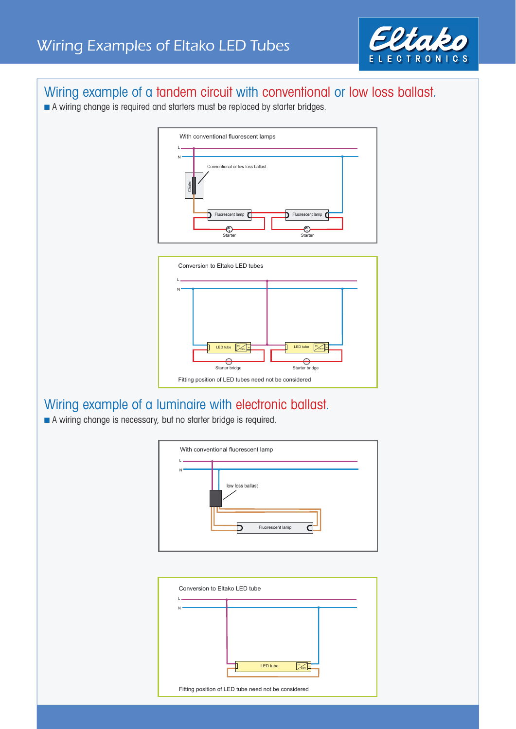# Wiring Examples of Eltako LED Tubes

## Wiring example of a tandem circuit with conventional or low loss ballast.

- A wiring change is required and starters must be replaced by starter bridges.

With conventional fluorescent lamps

L

N

Conventional or low loss ballast

Choke

Fluorescent lamp

Fluorescent lamp

Starter

Starter

Conversion to Eltako LED tubes

L

N

LED tube

LED tube

Starter bridge

Starter bridge

Fitting position of LED tubes need not be considered

## Wiring example of a luminaire with electronic ballast.

- A wiring change is necessary, but no starter bridge is required.

With conventional fluorescent lamp

L

N

low loss ballast

Fluorescent lamp

Conversion to Eltako LED tube

L

N

LED tube

Fitting position of LED tube need not be considered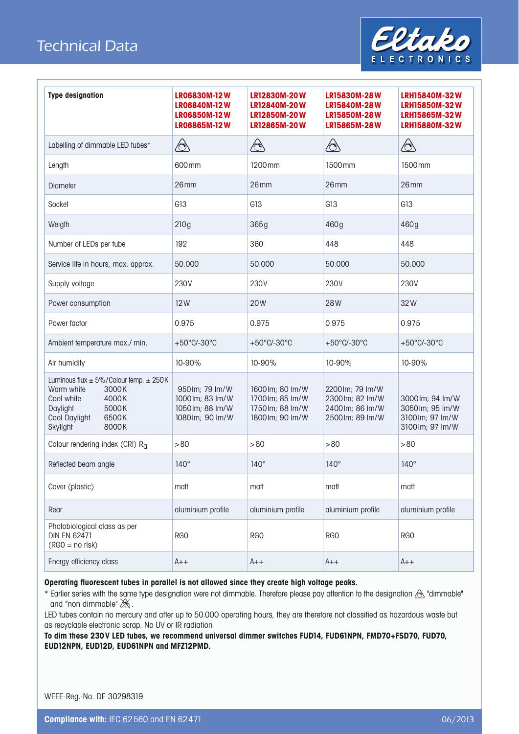# Technical Data

Eltako ELECTRONICS

| Type designation | LR06830M-12W<br>LR06840M-12W<br>LR06850M-12W<br>LR06865M-12W | LR12830M-20W<br>LR12840M-20W<br>LR12850M-20W<br>LR12865M-20W | LR15830M-28W<br>LR15840M-28W<br>LR15850M-28W<br>LR15865M-28W | LRH15840M-32W<br>LRH15850M-32W<br>LRH15865M-32W<br>LRH15880M-32W |
|---|---|---|---|---|
| Labelling of dimmable LED tubes* | (dimmable symbol) | (dimmable symbol) | (dimmable symbol) | (dimmable symbol) |
| Length | 600mm | 1200mm | 1500mm | 1500mm |
| Diameter | 26mm | 26mm | 26mm | 26mm |
| Socket | G13 | G13 | G13 | G13 |
| Weigth | 210g | 365g | 460g | 460g |
| Number of LEDs per tube | 192 | 360 | 448 | 448 |
| Service life in hours, max. approx. | 50.000 | 50.000 | 50.000 | 50.000 |
| Supply voltage | 230V | 230V | 230V | 230V |
| Power consumption | 12W | 20W | 28W | 32W |
| Power factor | 0.975 | 0.975 | 0.975 | 0.975 |
| Ambient temperature max./ min. | +50°C/-30°C | +50°C/-30°C | +50°C/-30°C | +50°C/-30°C |
| Air humidity | 10-90% | 10-90% | 10-90% | 10-90% |
| Luminous flux ± 5%/Colour temp. ± 250K<br>Warm white 3000K<br>Cool white 4000K<br>Daylight 5000K<br>Cool Daylight 6500K<br>Skylight 8000K | <br>950lm; 79 lm/W<br>1000lm; 83 lm/W<br>1050lm; 88 lm/W<br>1080lm; 90 lm/W | <br>1600lm; 80 lm/W<br>1700lm; 85 lm/W<br>1750lm; 88 lm/W<br>1800lm; 90 lm/W | <br>2200lm; 79 lm/W<br>2300lm; 82 lm/W<br>2400lm; 86 lm/W<br>2500lm; 89 lm/W | <br><br>3000lm; 94 lm/W<br>3050lm; 95 lm/W<br>3100lm; 97 lm/W<br>3100lm; 97 lm/W |
| Colour rendering index (CRI) $R_a$ | >80 | >80 | >80 | >80 |
| Reflected beam angle | 140° | 140° | 140° | 140° |
| Cover (plastic) | matt | matt | matt | matt |
| Rear | aluminium profile | aluminium profile | aluminium profile | aluminium profile |
| Photobiological class as per DIN EN 62471 (RG0 = no risk) | RG0 | RG0 | RG0 | RG0 |
| Energy efficiency class | A++ | A++ | A++ | A++ |

**Operating fluorescent tubes in parallel is not allowed since they create high voltage peaks.**

* Earlier series with the same type designation were not dimmable. Therefore please pay attention to the designation (dimmable symbol) "dimmable" and "non dimmable" (non dimmable symbol).

LED tubes contain no mercury and after up to 50.000 operating hours, they are therefore not classified as hazardous waste but as recyclable electronic scrap. No UV or IR radiation

**To dim these 230V LED tubes, we recommend universal dimmer switches FUD14, FUD61NPN, FMD70+FSD70, FUD70, EUD12NPN, EUD12D, EUD61NPN and MFZ12PMD.**

WEEE-Reg.-No. DE 30298319

**Compliance with:** IEC 62560 and EN 62471

06/2013